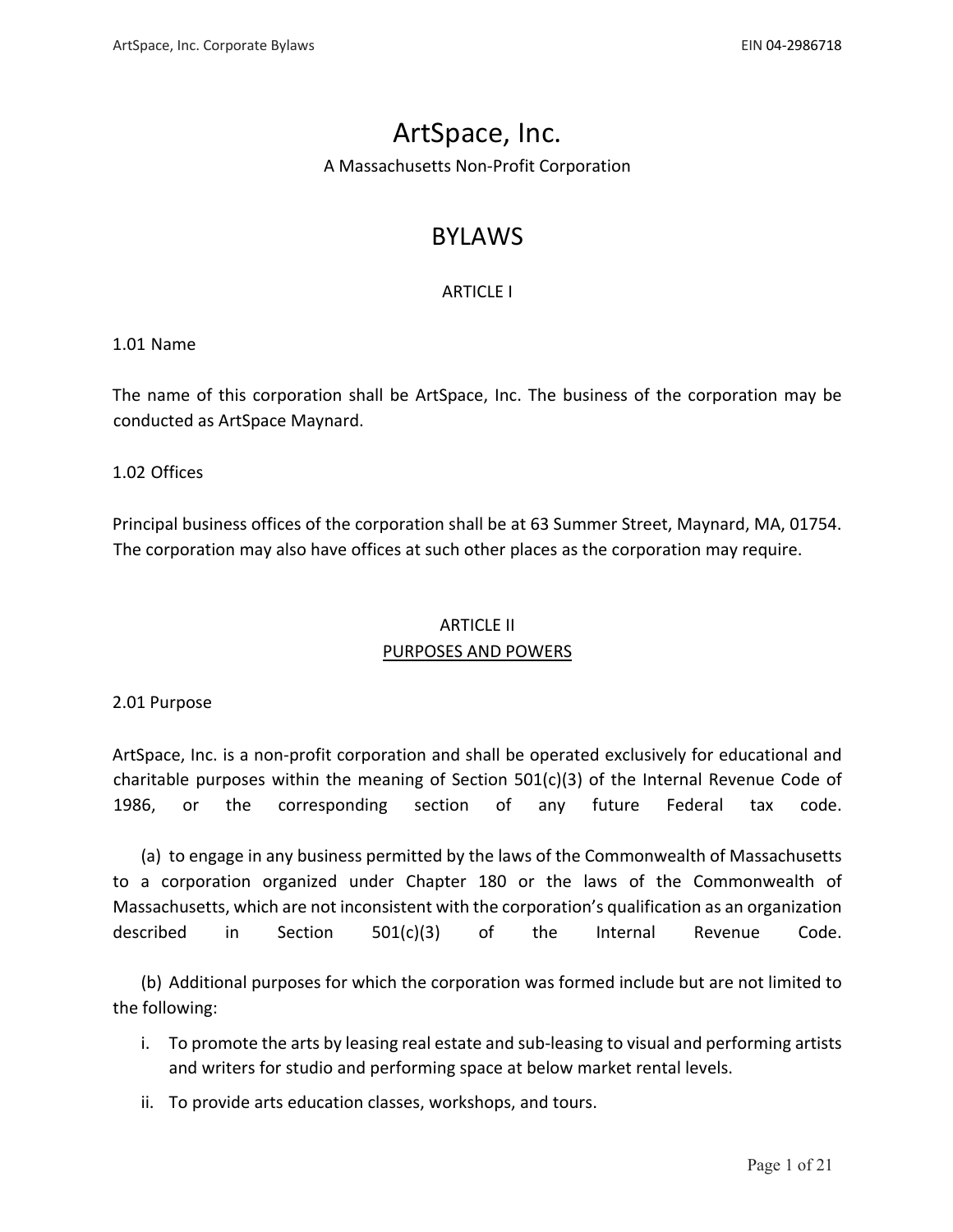# ArtSpace, Inc.

A Massachusetts Non-Profit Corporation

# BYLAWS

## ARTICLE I

### 1.01 Name

The name of this corporation shall be ArtSpace, Inc. The business of the corporation may be conducted as ArtSpace Maynard.

### 1.02 Offices

Principal business offices of the corporation shall be at 63 Summer Street, Maynard, MA, 01754. The corporation may also have offices at such other places as the corporation may require.

## ARTICLE II

## PURPOSES AND POWERS

### 2.01 Purpose

ArtSpace, Inc. is a non-profit corporation and shall be operated exclusively for educational and charitable purposes within the meaning of Section 501(c)(3) of the Internal Revenue Code of 1986, or the corresponding section of any future Federal tax code.

(a) to engage in any business permitted by the laws of the Commonwealth of Massachusetts to a corporation organized under Chapter 180 or the laws of the Commonwealth of Massachusetts, which are not inconsistent with the corporation's qualification as an organization described in Section 501(c)(3) of the Internal Revenue Code.

(b) Additional purposes for which the corporation was formed include but are not limited to the following:

i. To promote the arts by leasing real estate and sub-leasing to visual and performing artists and writers for studio and performing space at below market rental levels.
ii. To provide arts education classes, workshops, and tours.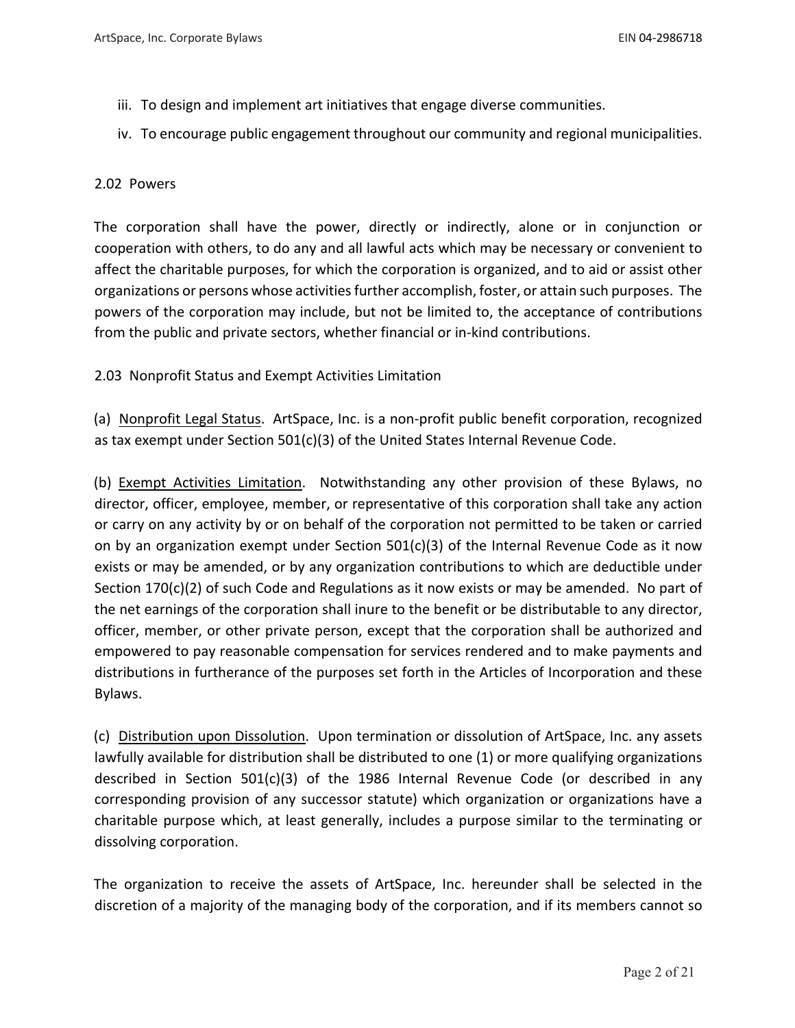iii. To design and implement art initiatives that engage diverse communities.

iv. To encourage public engagement throughout our community and regional municipalities.

2.02 Powers

The corporation shall have the power, directly or indirectly, alone or in conjunction or cooperation with others, to do any and all lawful acts which may be necessary or convenient to affect the charitable purposes, for which the corporation is organized, and to aid or assist other organizations or persons whose activities further accomplish, foster, or attain such purposes. The powers of the corporation may include, but not be limited to, the acceptance of contributions from the public and private sectors, whether financial or in-kind contributions.

2.03 Nonprofit Status and Exempt Activities Limitation

(a) <u>Nonprofit Legal Status</u>. ArtSpace, Inc. is a non-profit public benefit corporation, recognized as tax exempt under Section 501(c)(3) of the United States Internal Revenue Code.

(b) <u>Exempt Activities Limitation</u>. Notwithstanding any other provision of these Bylaws, no director, officer, employee, member, or representative of this corporation shall take any action or carry on any activity by or on behalf of the corporation not permitted to be taken or carried on by an organization exempt under Section 501(c)(3) of the Internal Revenue Code as it now exists or may be amended, or by any organization contributions to which are deductible under Section 170(c)(2) of such Code and Regulations as it now exists or may be amended. No part of the net earnings of the corporation shall inure to the benefit or be distributable to any director, officer, member, or other private person, except that the corporation shall be authorized and empowered to pay reasonable compensation for services rendered and to make payments and distributions in furtherance of the purposes set forth in the Articles of Incorporation and these Bylaws.

(c) <u>Distribution upon Dissolution</u>. Upon termination or dissolution of ArtSpace, Inc. any assets lawfully available for distribution shall be distributed to one (1) or more qualifying organizations described in Section 501(c)(3) of the 1986 Internal Revenue Code (or described in any corresponding provision of any successor statute) which organization or organizations have a charitable purpose which, at least generally, includes a purpose similar to the terminating or dissolving corporation.

The organization to receive the assets of ArtSpace, Inc. hereunder shall be selected in the discretion of a majority of the managing body of the corporation, and if its members cannot so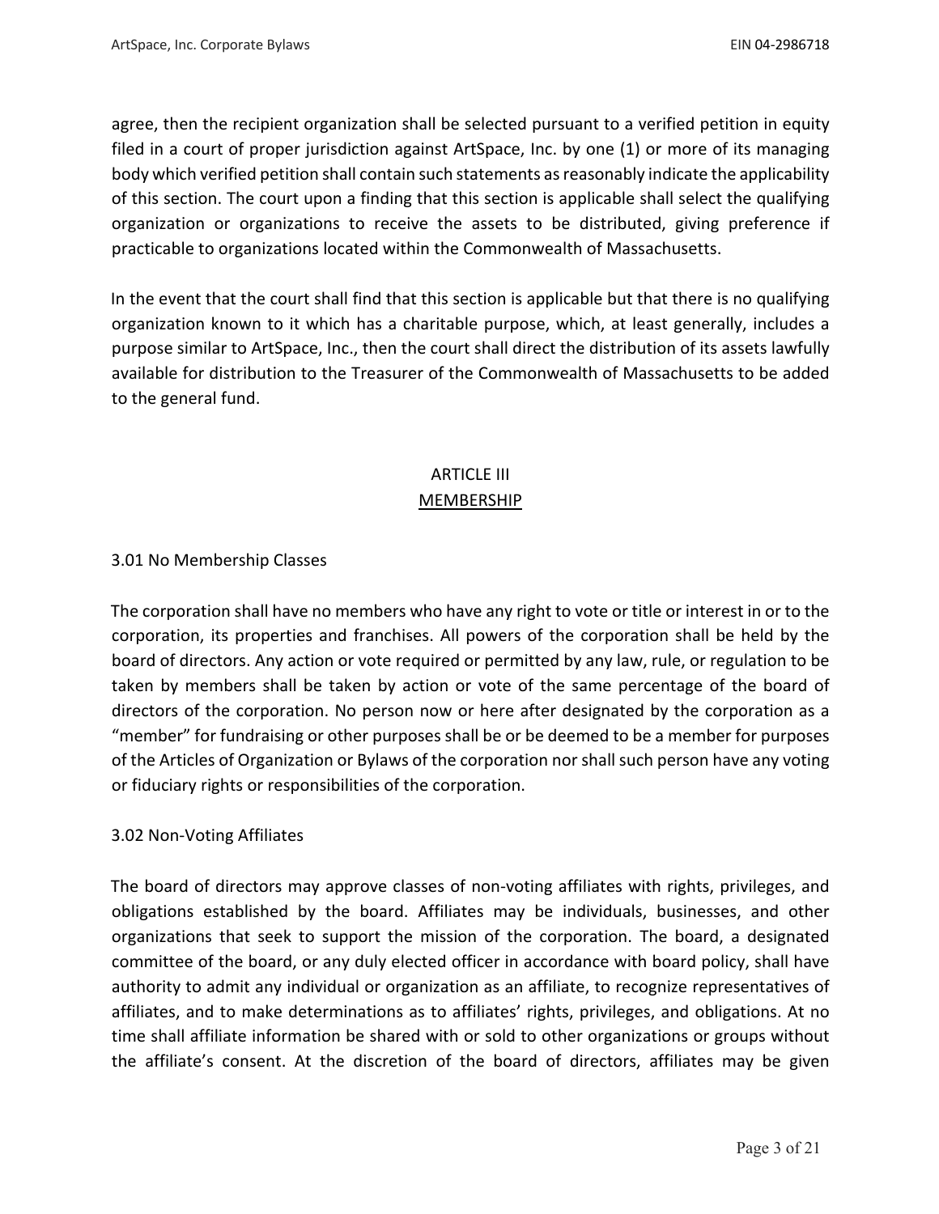agree, then the recipient organization shall be selected pursuant to a verified petition in equity filed in a court of proper jurisdiction against ArtSpace, Inc. by one (1) or more of its managing body which verified petition shall contain such statements as reasonably indicate the applicability of this section. The court upon a finding that this section is applicable shall select the qualifying organization or organizations to receive the assets to be distributed, giving preference if practicable to organizations located within the Commonwealth of Massachusetts.

In the event that the court shall find that this section is applicable but that there is no qualifying organization known to it which has a charitable purpose, which, at least generally, includes a purpose similar to ArtSpace, Inc., then the court shall direct the distribution of its assets lawfully available for distribution to the Treasurer of the Commonwealth of Massachusetts to be added to the general fund.

## ARTICLE III
## MEMBERSHIP

### 3.01 No Membership Classes

The corporation shall have no members who have any right to vote or title or interest in or to the corporation, its properties and franchises. All powers of the corporation shall be held by the board of directors. Any action or vote required or permitted by any law, rule, or regulation to be taken by members shall be taken by action or vote of the same percentage of the board of directors of the corporation. No person now or here after designated by the corporation as a "member" for fundraising or other purposes shall be or be deemed to be a member for purposes of the Articles of Organization or Bylaws of the corporation nor shall such person have any voting or fiduciary rights or responsibilities of the corporation.

### 3.02 Non-Voting Affiliates

The board of directors may approve classes of non-voting affiliates with rights, privileges, and obligations established by the board. Affiliates may be individuals, businesses, and other organizations that seek to support the mission of the corporation. The board, a designated committee of the board, or any duly elected officer in accordance with board policy, shall have authority to admit any individual or organization as an affiliate, to recognize representatives of affiliates, and to make determinations as to affiliates' rights, privileges, and obligations. At no time shall affiliate information be shared with or sold to other organizations or groups without the affiliate's consent. At the discretion of the board of directors, affiliates may be given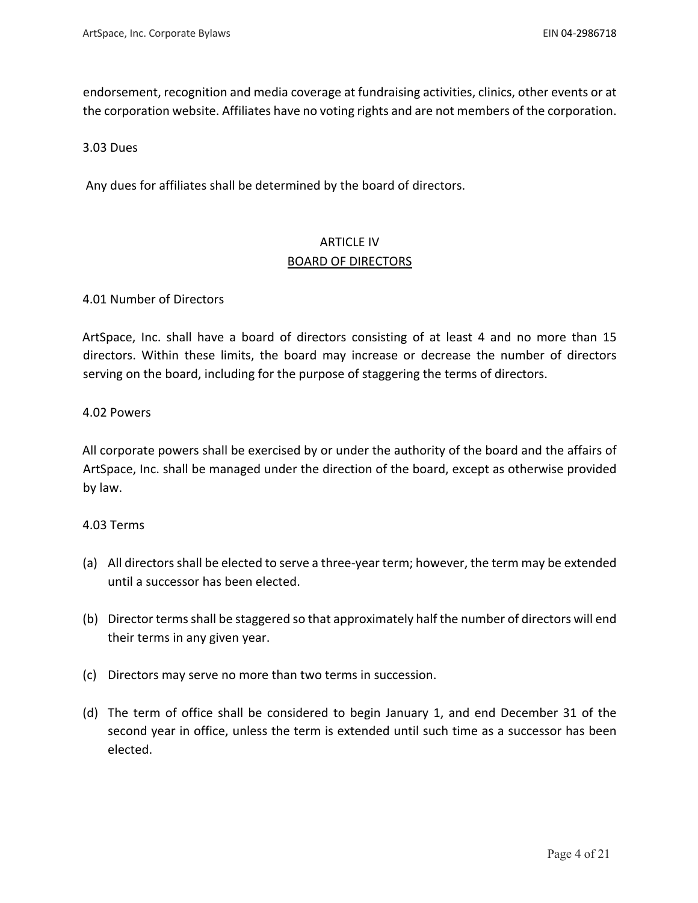endorsement, recognition and media coverage at fundraising activities, clinics, other events or at the corporation website. Affiliates have no voting rights and are not members of the corporation.

3.03 Dues

Any dues for affiliates shall be determined by the board of directors.

## ARTICLE IV
## BOARD OF DIRECTORS

4.01 Number of Directors

ArtSpace, Inc. shall have a board of directors consisting of at least 4 and no more than 15 directors. Within these limits, the board may increase or decrease the number of directors serving on the board, including for the purpose of staggering the terms of directors.

4.02 Powers

All corporate powers shall be exercised by or under the authority of the board and the affairs of ArtSpace, Inc. shall be managed under the direction of the board, except as otherwise provided by law.

4.03 Terms

(a) All directors shall be elected to serve a three-year term; however, the term may be extended until a successor has been elected.

(b) Director terms shall be staggered so that approximately half the number of directors will end their terms in any given year.

(c) Directors may serve no more than two terms in succession.

(d) The term of office shall be considered to begin January 1, and end December 31 of the second year in office, unless the term is extended until such time as a successor has been elected.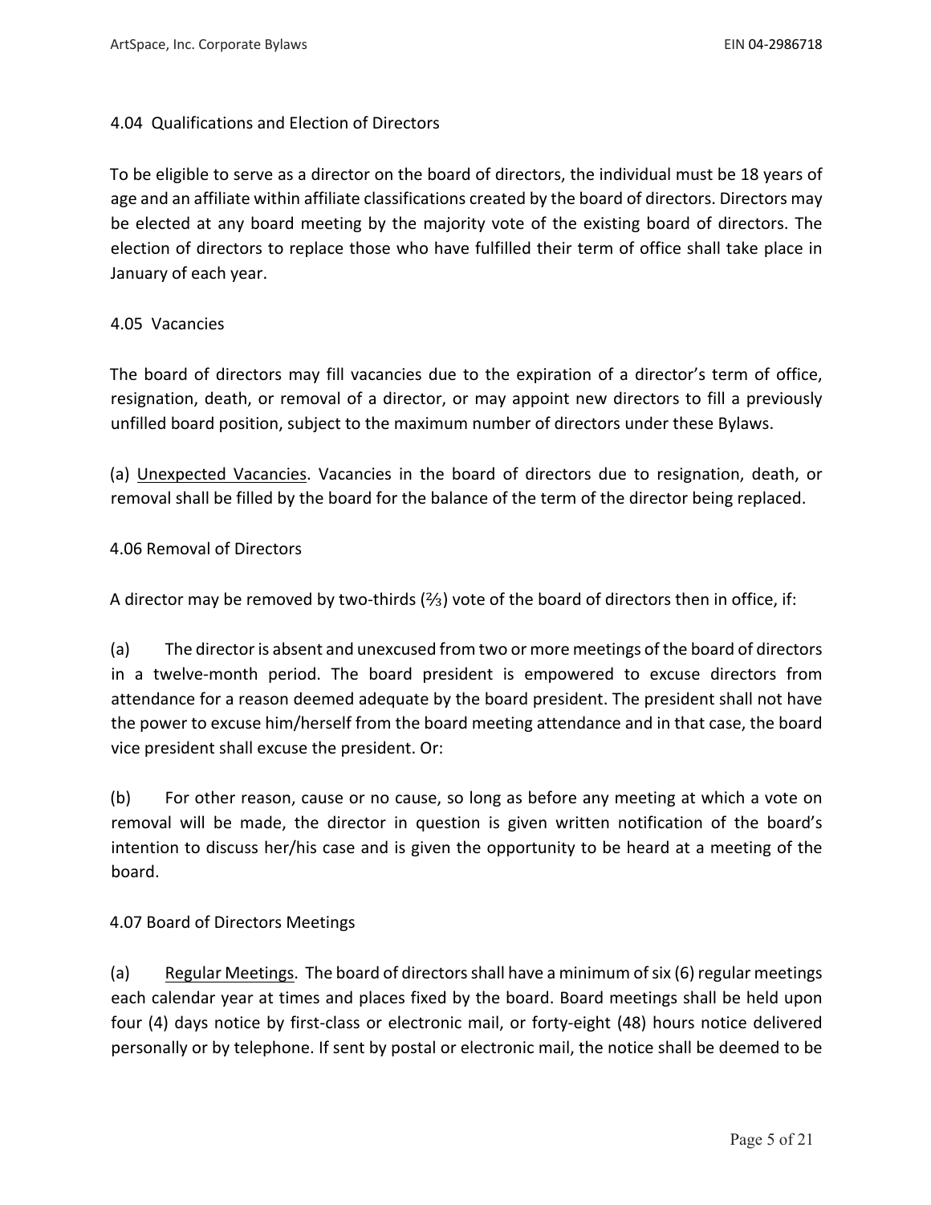### 4.04 Qualifications and Election of Directors

To be eligible to serve as a director on the board of directors, the individual must be 18 years of age and an affiliate within affiliate classifications created by the board of directors. Directors may be elected at any board meeting by the majority vote of the existing board of directors. The election of directors to replace those who have fulfilled their term of office shall take place in January of each year.

### 4.05 Vacancies

The board of directors may fill vacancies due to the expiration of a director's term of office, resignation, death, or removal of a director, or may appoint new directors to fill a previously unfilled board position, subject to the maximum number of directors under these Bylaws.

(a) <u>Unexpected Vacancies</u>. Vacancies in the board of directors due to resignation, death, or removal shall be filled by the board for the balance of the term of the director being replaced.

### 4.06 Removal of Directors

A director may be removed by two-thirds (⅔) vote of the board of directors then in office, if:

(a) The director is absent and unexcused from two or more meetings of the board of directors in a twelve-month period. The board president is empowered to excuse directors from attendance for a reason deemed adequate by the board president. The president shall not have the power to excuse him/herself from the board meeting attendance and in that case, the board vice president shall excuse the president. Or:

(b) For other reason, cause or no cause, so long as before any meeting at which a vote on removal will be made, the director in question is given written notification of the board's intention to discuss her/his case and is given the opportunity to be heard at a meeting of the board.

### 4.07 Board of Directors Meetings

(a) <u>Regular Meetings</u>. The board of directors shall have a minimum of six (6) regular meetings each calendar year at times and places fixed by the board. Board meetings shall be held upon four (4) days notice by first-class or electronic mail, or forty-eight (48) hours notice delivered personally or by telephone. If sent by postal or electronic mail, the notice shall be deemed to be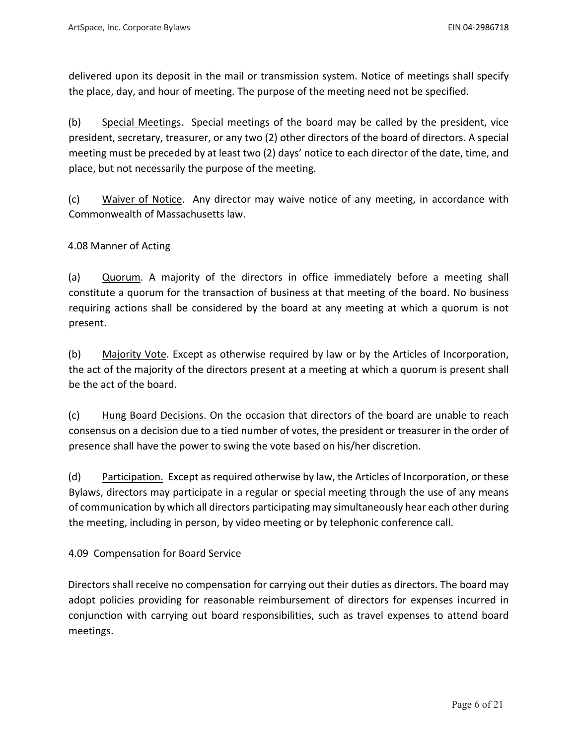delivered upon its deposit in the mail or transmission system. Notice of meetings shall specify the place, day, and hour of meeting. The purpose of the meeting need not be specified.

(b) Special Meetings. Special meetings of the board may be called by the president, vice president, secretary, treasurer, or any two (2) other directors of the board of directors. A special meeting must be preceded by at least two (2) days' notice to each director of the date, time, and place, but not necessarily the purpose of the meeting.

(c) Waiver of Notice. Any director may waive notice of any meeting, in accordance with Commonwealth of Massachusetts law.

### 4.08 Manner of Acting

(a) Quorum. A majority of the directors in office immediately before a meeting shall constitute a quorum for the transaction of business at that meeting of the board. No business requiring actions shall be considered by the board at any meeting at which a quorum is not present.

(b) Majority Vote. Except as otherwise required by law or by the Articles of Incorporation, the act of the majority of the directors present at a meeting at which a quorum is present shall be the act of the board.

(c) Hung Board Decisions. On the occasion that directors of the board are unable to reach consensus on a decision due to a tied number of votes, the president or treasurer in the order of presence shall have the power to swing the vote based on his/her discretion.

(d) Participation. Except as required otherwise by law, the Articles of Incorporation, or these Bylaws, directors may participate in a regular or special meeting through the use of any means of communication by which all directors participating may simultaneously hear each other during the meeting, including in person, by video meeting or by telephonic conference call.

### 4.09 Compensation for Board Service

Directors shall receive no compensation for carrying out their duties as directors. The board may adopt policies providing for reasonable reimbursement of directors for expenses incurred in conjunction with carrying out board responsibilities, such as travel expenses to attend board meetings.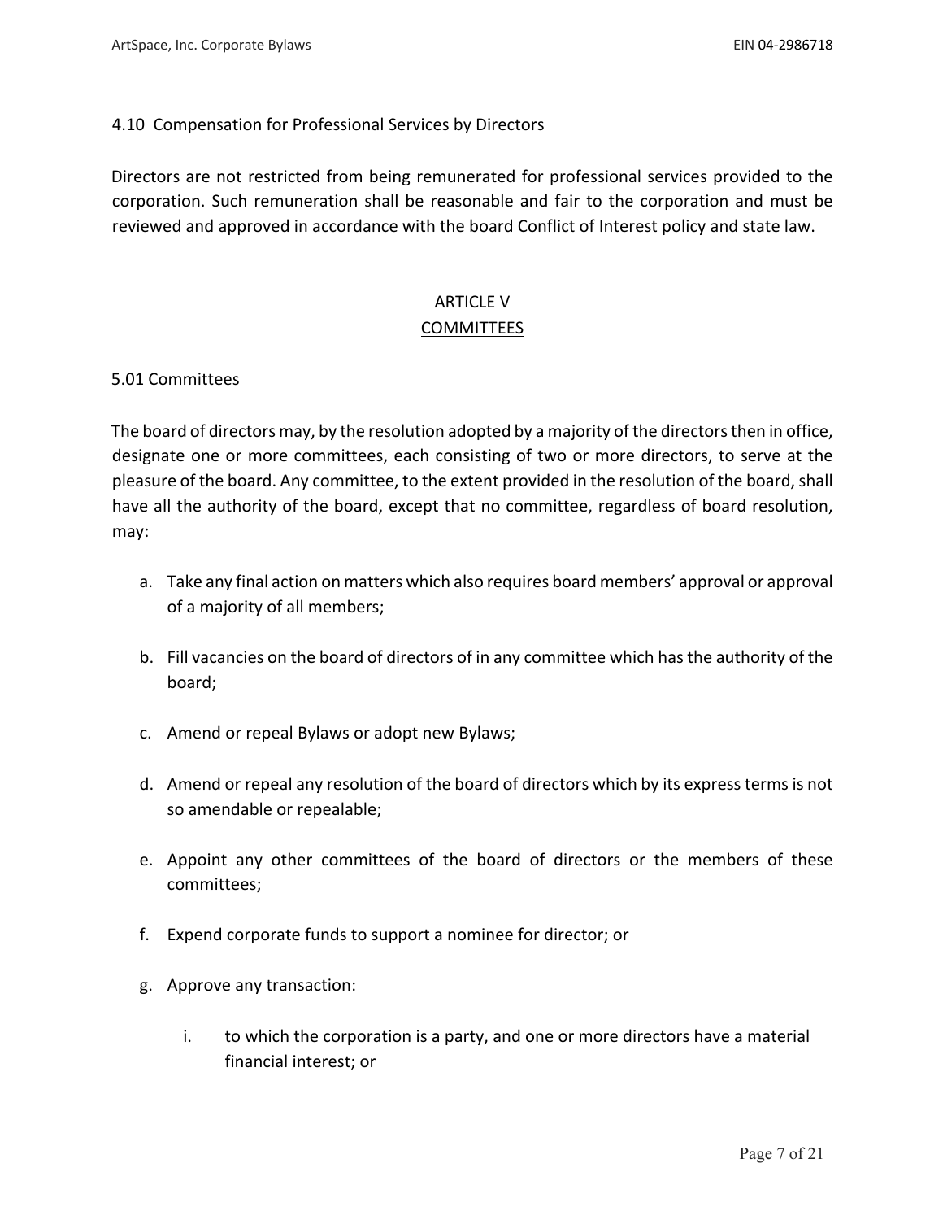4.10 Compensation for Professional Services by Directors

Directors are not restricted from being remunerated for professional services provided to the corporation. Such remuneration shall be reasonable and fair to the corporation and must be reviewed and approved in accordance with the board Conflict of Interest policy and state law.

## ARTICLE V
## COMMITTEES

5.01 Committees

The board of directors may, by the resolution adopted by a majority of the directors then in office, designate one or more committees, each consisting of two or more directors, to serve at the pleasure of the board. Any committee, to the extent provided in the resolution of the board, shall have all the authority of the board, except that no committee, regardless of board resolution, may:

a. Take any final action on matters which also requires board members' approval or approval of a majority of all members;

b. Fill vacancies on the board of directors of in any committee which has the authority of the board;

c. Amend or repeal Bylaws or adopt new Bylaws;

d. Amend or repeal any resolution of the board of directors which by its express terms is not so amendable or repealable;

e. Appoint any other committees of the board of directors or the members of these committees;

f. Expend corporate funds to support a nominee for director; or

g. Approve any transaction:

   i. to which the corporation is a party, and one or more directors have a material financial interest; or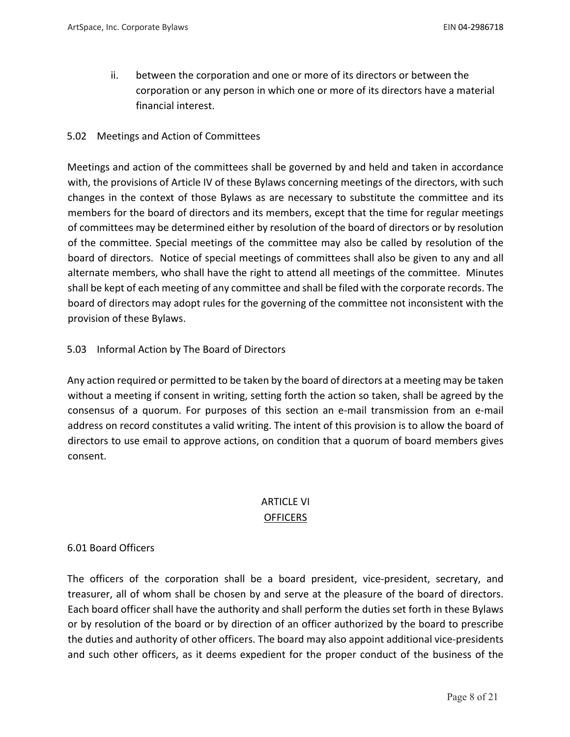ii. between the corporation and one or more of its directors or between the corporation or any person in which one or more of its directors have a material financial interest.

5.02 Meetings and Action of Committees

Meetings and action of the committees shall be governed by and held and taken in accordance with, the provisions of Article IV of these Bylaws concerning meetings of the directors, with such changes in the context of those Bylaws as are necessary to substitute the committee and its members for the board of directors and its members, except that the time for regular meetings of committees may be determined either by resolution of the board of directors or by resolution of the committee. Special meetings of the committee may also be called by resolution of the board of directors. Notice of special meetings of committees shall also be given to any and all alternate members, who shall have the right to attend all meetings of the committee. Minutes shall be kept of each meeting of any committee and shall be filed with the corporate records. The board of directors may adopt rules for the governing of the committee not inconsistent with the provision of these Bylaws.

5.03 Informal Action by The Board of Directors

Any action required or permitted to be taken by the board of directors at a meeting may be taken without a meeting if consent in writing, setting forth the action so taken, shall be agreed by the consensus of a quorum. For purposes of this section an e-mail transmission from an e-mail address on record constitutes a valid writing. The intent of this provision is to allow the board of directors to use email to approve actions, on condition that a quorum of board members gives consent.

## ARTICLE VI
## OFFICERS

6.01 Board Officers

The officers of the corporation shall be a board president, vice-president, secretary, and treasurer, all of whom shall be chosen by and serve at the pleasure of the board of directors. Each board officer shall have the authority and shall perform the duties set forth in these Bylaws or by resolution of the board or by direction of an officer authorized by the board to prescribe the duties and authority of other officers. The board may also appoint additional vice-presidents and such other officers, as it deems expedient for the proper conduct of the business of the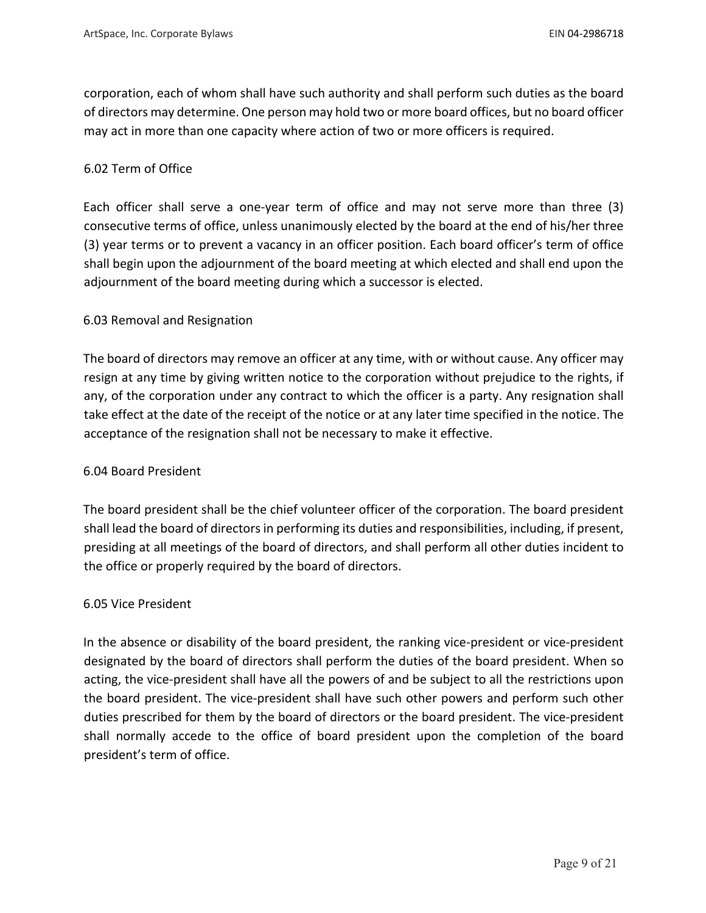corporation, each of whom shall have such authority and shall perform such duties as the board of directors may determine. One person may hold two or more board offices, but no board officer may act in more than one capacity where action of two or more officers is required.

### 6.02 Term of Office

Each officer shall serve a one-year term of office and may not serve more than three (3) consecutive terms of office, unless unanimously elected by the board at the end of his/her three (3) year terms or to prevent a vacancy in an officer position. Each board officer's term of office shall begin upon the adjournment of the board meeting at which elected and shall end upon the adjournment of the board meeting during which a successor is elected.

### 6.03 Removal and Resignation

The board of directors may remove an officer at any time, with or without cause. Any officer may resign at any time by giving written notice to the corporation without prejudice to the rights, if any, of the corporation under any contract to which the officer is a party. Any resignation shall take effect at the date of the receipt of the notice or at any later time specified in the notice. The acceptance of the resignation shall not be necessary to make it effective.

### 6.04 Board President

The board president shall be the chief volunteer officer of the corporation. The board president shall lead the board of directors in performing its duties and responsibilities, including, if present, presiding at all meetings of the board of directors, and shall perform all other duties incident to the office or properly required by the board of directors.

### 6.05 Vice President

In the absence or disability of the board president, the ranking vice-president or vice-president designated by the board of directors shall perform the duties of the board president. When so acting, the vice-president shall have all the powers of and be subject to all the restrictions upon the board president. The vice-president shall have such other powers and perform such other duties prescribed for them by the board of directors or the board president. The vice-president shall normally accede to the office of board president upon the completion of the board president's term of office.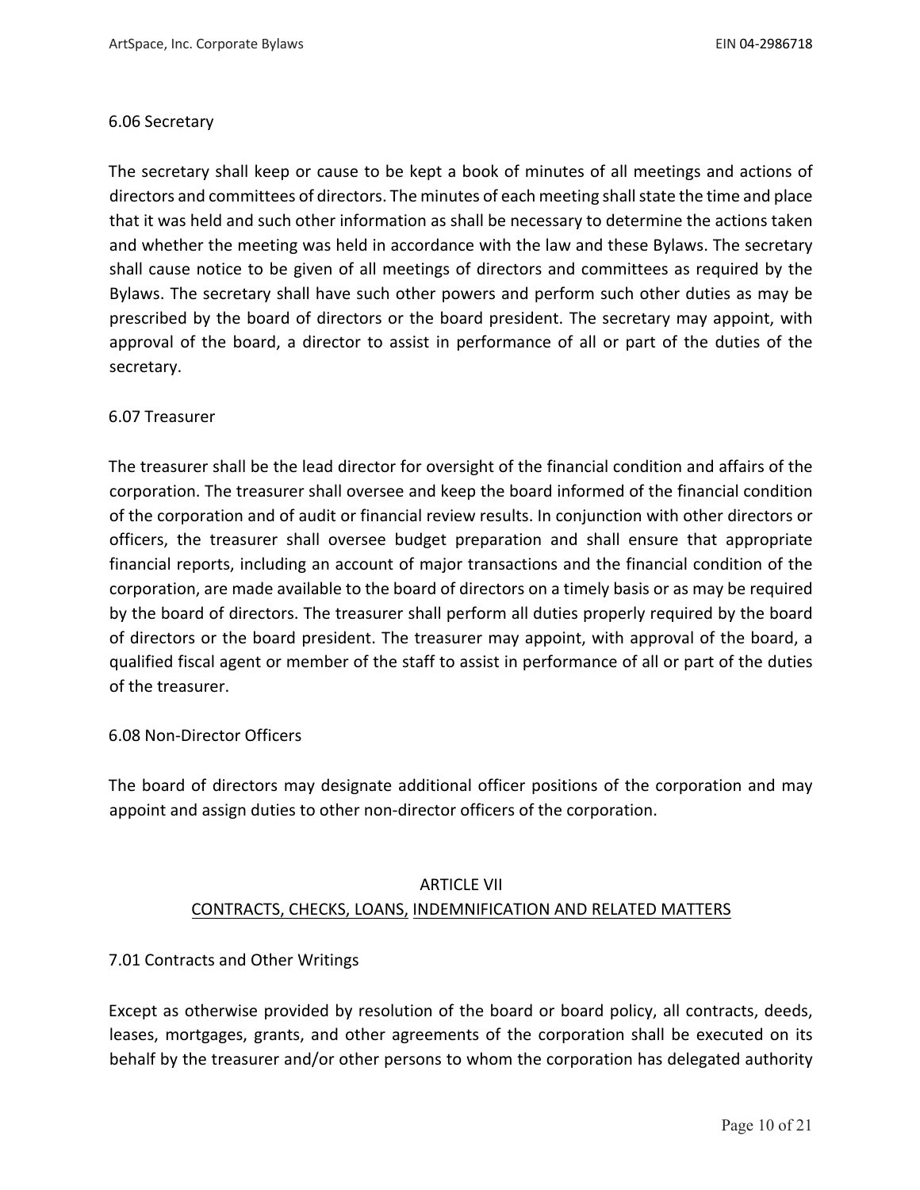### 6.06 Secretary

The secretary shall keep or cause to be kept a book of minutes of all meetings and actions of directors and committees of directors. The minutes of each meeting shall state the time and place that it was held and such other information as shall be necessary to determine the actions taken and whether the meeting was held in accordance with the law and these Bylaws. The secretary shall cause notice to be given of all meetings of directors and committees as required by the Bylaws. The secretary shall have such other powers and perform such other duties as may be prescribed by the board of directors or the board president. The secretary may appoint, with approval of the board, a director to assist in performance of all or part of the duties of the secretary.

### 6.07 Treasurer

The treasurer shall be the lead director for oversight of the financial condition and affairs of the corporation. The treasurer shall oversee and keep the board informed of the financial condition of the corporation and of audit or financial review results. In conjunction with other directors or officers, the treasurer shall oversee budget preparation and shall ensure that appropriate financial reports, including an account of major transactions and the financial condition of the corporation, are made available to the board of directors on a timely basis or as may be required by the board of directors. The treasurer shall perform all duties properly required by the board of directors or the board president. The treasurer may appoint, with approval of the board, a qualified fiscal agent or member of the staff to assist in performance of all or part of the duties of the treasurer.

### 6.08 Non-Director Officers

The board of directors may designate additional officer positions of the corporation and may appoint and assign duties to other non-director officers of the corporation.

## ARTICLE VII
## CONTRACTS, CHECKS, LOANS, INDEMNIFICATION AND RELATED MATTERS

### 7.01 Contracts and Other Writings

Except as otherwise provided by resolution of the board or board policy, all contracts, deeds, leases, mortgages, grants, and other agreements of the corporation shall be executed on its behalf by the treasurer and/or other persons to whom the corporation has delegated authority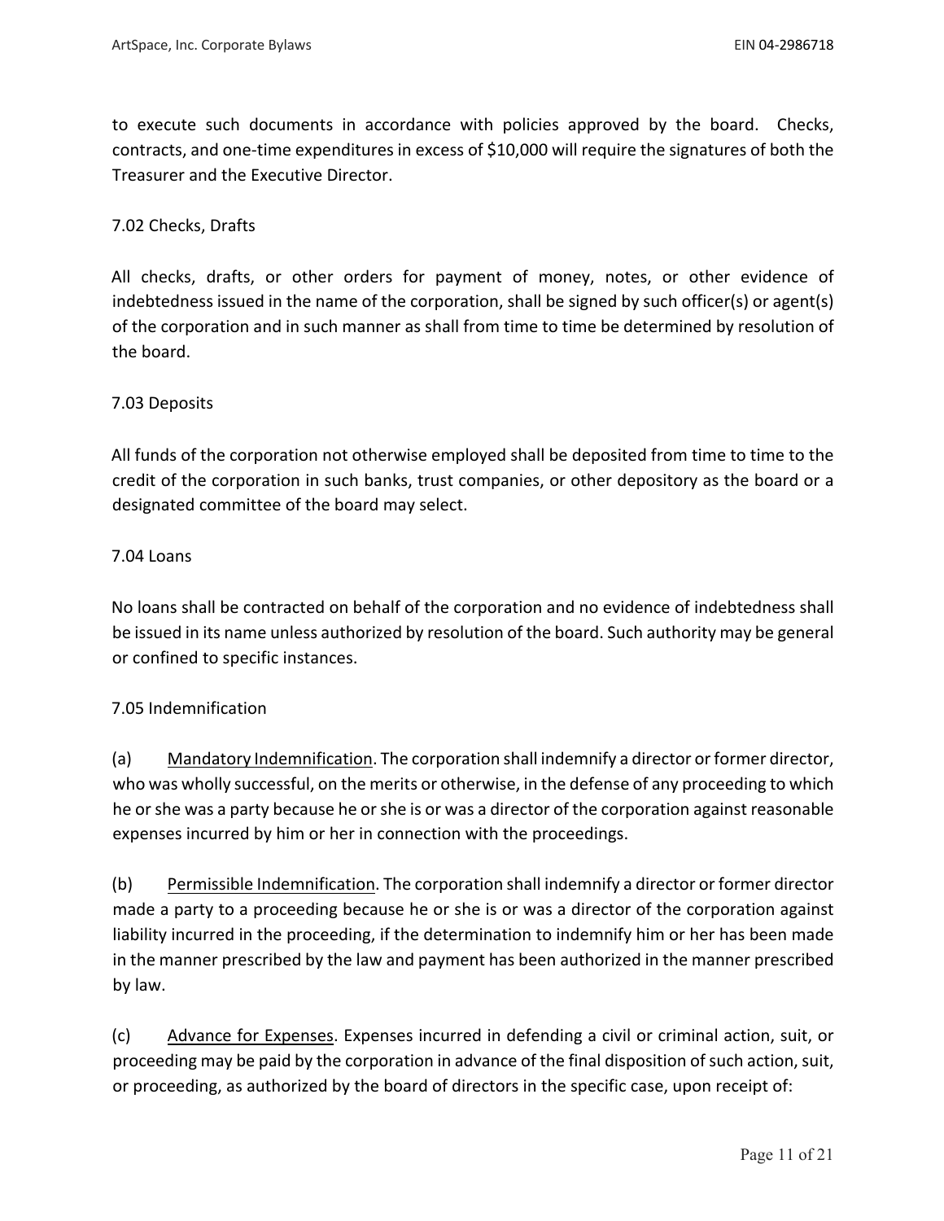to execute such documents in accordance with policies approved by the board. Checks, contracts, and one-time expenditures in excess of $10,000 will require the signatures of both the Treasurer and the Executive Director.

7.02 Checks, Drafts

All checks, drafts, or other orders for payment of money, notes, or other evidence of indebtedness issued in the name of the corporation, shall be signed by such officer(s) or agent(s) of the corporation and in such manner as shall from time to time be determined by resolution of the board.

7.03 Deposits

All funds of the corporation not otherwise employed shall be deposited from time to time to the credit of the corporation in such banks, trust companies, or other depository as the board or a designated committee of the board may select.

7.04 Loans

No loans shall be contracted on behalf of the corporation and no evidence of indebtedness shall be issued in its name unless authorized by resolution of the board. Such authority may be general or confined to specific instances.

7.05 Indemnification

(a) Mandatory Indemnification. The corporation shall indemnify a director or former director, who was wholly successful, on the merits or otherwise, in the defense of any proceeding to which he or she was a party because he or she is or was a director of the corporation against reasonable expenses incurred by him or her in connection with the proceedings.

(b) Permissible Indemnification. The corporation shall indemnify a director or former director made a party to a proceeding because he or she is or was a director of the corporation against liability incurred in the proceeding, if the determination to indemnify him or her has been made in the manner prescribed by the law and payment has been authorized in the manner prescribed by law.

(c) Advance for Expenses. Expenses incurred in defending a civil or criminal action, suit, or proceeding may be paid by the corporation in advance of the final disposition of such action, suit, or proceeding, as authorized by the board of directors in the specific case, upon receipt of: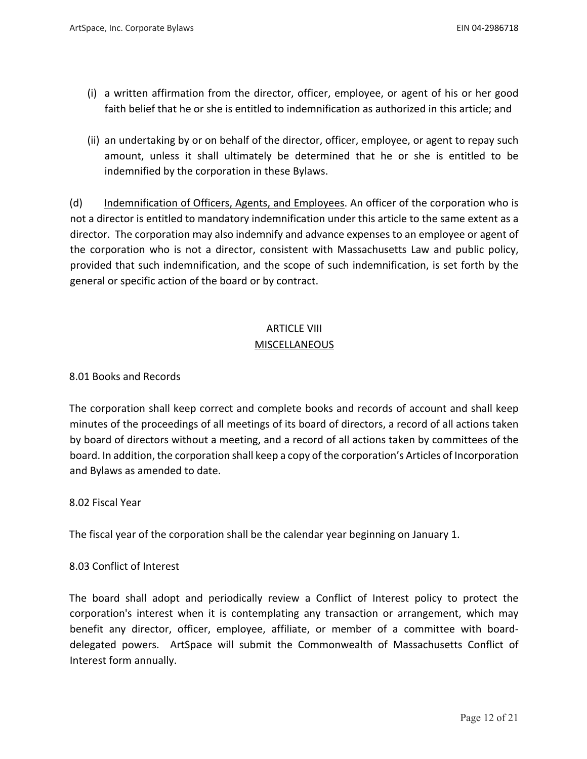(i) a written affirmation from the director, officer, employee, or agent of his or her good faith belief that he or she is entitled to indemnification as authorized in this article; and

(ii) an undertaking by or on behalf of the director, officer, employee, or agent to repay such amount, unless it shall ultimately be determined that he or she is entitled to be indemnified by the corporation in these Bylaws.

(d) Indemnification of Officers, Agents, and Employees. An officer of the corporation who is not a director is entitled to mandatory indemnification under this article to the same extent as a director. The corporation may also indemnify and advance expenses to an employee or agent of the corporation who is not a director, consistent with Massachusetts Law and public policy, provided that such indemnification, and the scope of such indemnification, is set forth by the general or specific action of the board or by contract.

## ARTICLE VIII
## MISCELLANEOUS

### 8.01 Books and Records

The corporation shall keep correct and complete books and records of account and shall keep minutes of the proceedings of all meetings of its board of directors, a record of all actions taken by board of directors without a meeting, and a record of all actions taken by committees of the board. In addition, the corporation shall keep a copy of the corporation's Articles of Incorporation and Bylaws as amended to date.

### 8.02 Fiscal Year

The fiscal year of the corporation shall be the calendar year beginning on January 1.

### 8.03 Conflict of Interest

The board shall adopt and periodically review a Conflict of Interest policy to protect the corporation's interest when it is contemplating any transaction or arrangement, which may benefit any director, officer, employee, affiliate, or member of a committee with board-delegated powers. ArtSpace will submit the Commonwealth of Massachusetts Conflict of Interest form annually.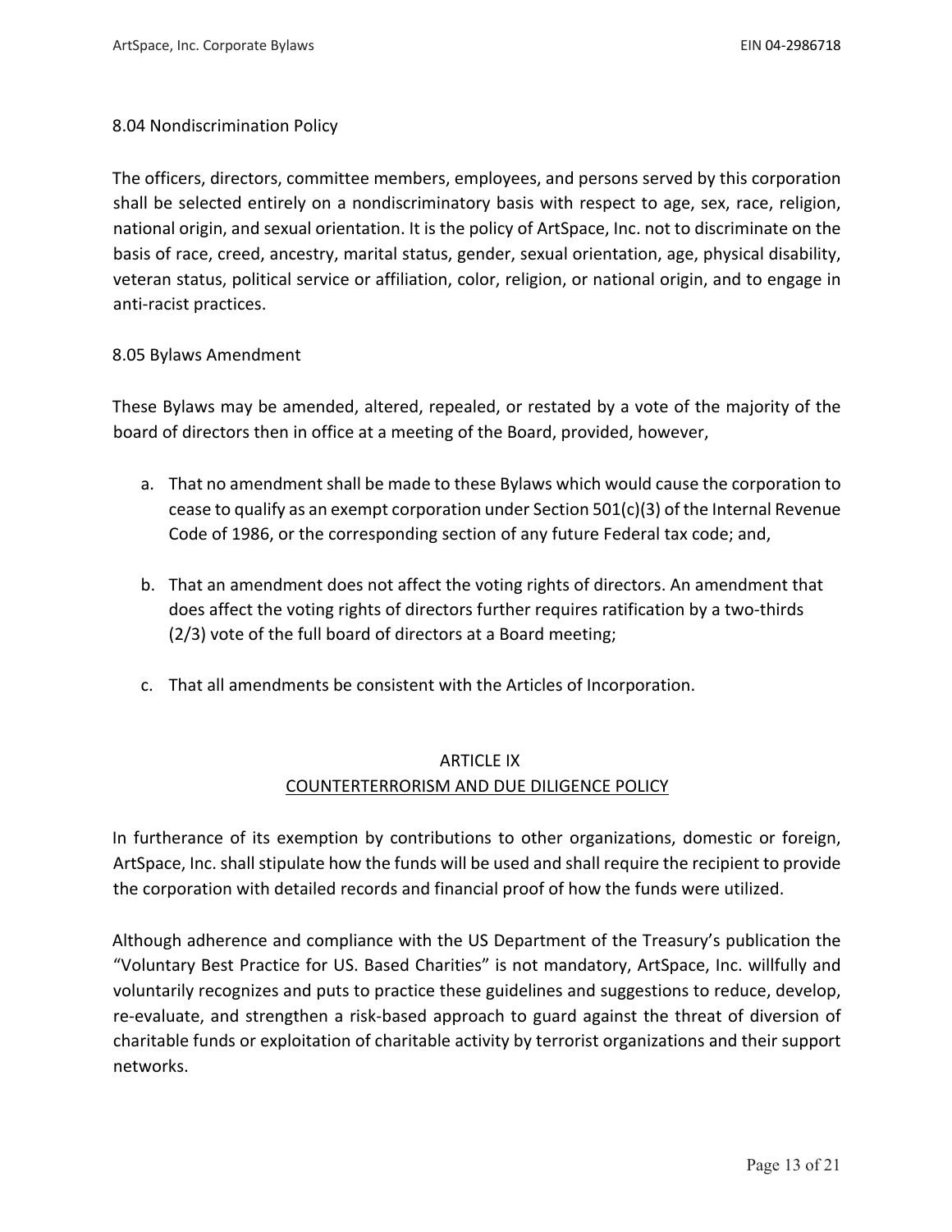8.04 Nondiscrimination Policy

The officers, directors, committee members, employees, and persons served by this corporation shall be selected entirely on a nondiscriminatory basis with respect to age, sex, race, religion, national origin, and sexual orientation. It is the policy of ArtSpace, Inc. not to discriminate on the basis of race, creed, ancestry, marital status, gender, sexual orientation, age, physical disability, veteran status, political service or affiliation, color, religion, or national origin, and to engage in anti-racist practices.

8.05 Bylaws Amendment

These Bylaws may be amended, altered, repealed, or restated by a vote of the majority of the board of directors then in office at a meeting of the Board, provided, however,

a. That no amendment shall be made to these Bylaws which would cause the corporation to cease to qualify as an exempt corporation under Section 501(c)(3) of the Internal Revenue Code of 1986, or the corresponding section of any future Federal tax code; and,

b. That an amendment does not affect the voting rights of directors. An amendment that does affect the voting rights of directors further requires ratification by a two-thirds (2/3) vote of the full board of directors at a Board meeting;

c. That all amendments be consistent with the Articles of Incorporation.

## ARTICLE IX
## COUNTERTERRORISM AND DUE DILIGENCE POLICY

In furtherance of its exemption by contributions to other organizations, domestic or foreign, ArtSpace, Inc. shall stipulate how the funds will be used and shall require the recipient to provide the corporation with detailed records and financial proof of how the funds were utilized.

Although adherence and compliance with the US Department of the Treasury's publication the "Voluntary Best Practice for US. Based Charities" is not mandatory, ArtSpace, Inc. willfully and voluntarily recognizes and puts to practice these guidelines and suggestions to reduce, develop, re-evaluate, and strengthen a risk-based approach to guard against the threat of diversion of charitable funds or exploitation of charitable activity by terrorist organizations and their support networks.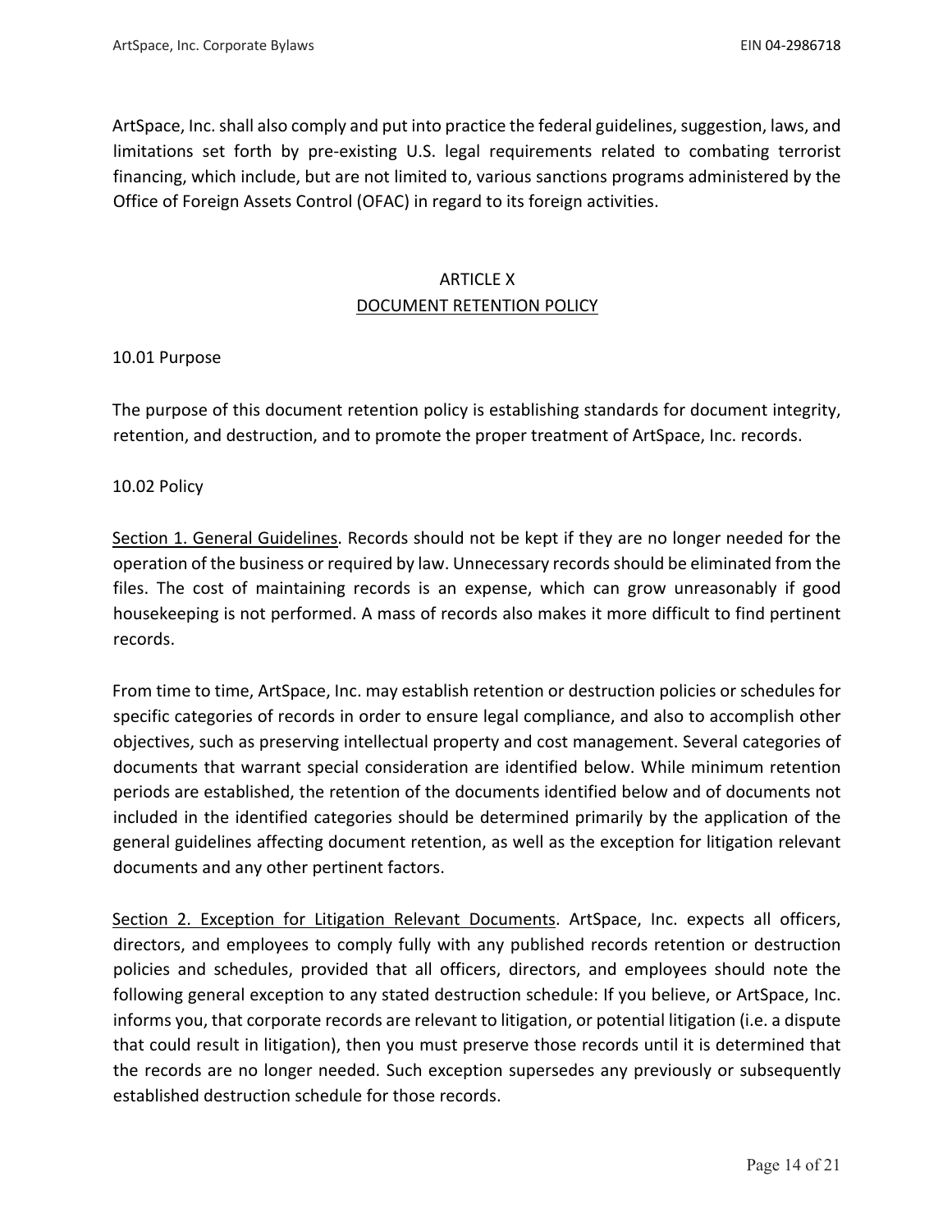ArtSpace, Inc. shall also comply and put into practice the federal guidelines, suggestion, laws, and limitations set forth by pre-existing U.S. legal requirements related to combating terrorist financing, which include, but are not limited to, various sanctions programs administered by the Office of Foreign Assets Control (OFAC) in regard to its foreign activities.

## ARTICLE X
## DOCUMENT RETENTION POLICY

10.01 Purpose

The purpose of this document retention policy is establishing standards for document integrity, retention, and destruction, and to promote the proper treatment of ArtSpace, Inc. records.

10.02 Policy

Section 1. General Guidelines. Records should not be kept if they are no longer needed for the operation of the business or required by law. Unnecessary records should be eliminated from the files. The cost of maintaining records is an expense, which can grow unreasonably if good housekeeping is not performed. A mass of records also makes it more difficult to find pertinent records.

From time to time, ArtSpace, Inc. may establish retention or destruction policies or schedules for specific categories of records in order to ensure legal compliance, and also to accomplish other objectives, such as preserving intellectual property and cost management. Several categories of documents that warrant special consideration are identified below. While minimum retention periods are established, the retention of the documents identified below and of documents not included in the identified categories should be determined primarily by the application of the general guidelines affecting document retention, as well as the exception for litigation relevant documents and any other pertinent factors.

Section 2. Exception for Litigation Relevant Documents. ArtSpace, Inc. expects all officers, directors, and employees to comply fully with any published records retention or destruction policies and schedules, provided that all officers, directors, and employees should note the following general exception to any stated destruction schedule: If you believe, or ArtSpace, Inc. informs you, that corporate records are relevant to litigation, or potential litigation (i.e. a dispute that could result in litigation), then you must preserve those records until it is determined that the records are no longer needed. Such exception supersedes any previously or subsequently established destruction schedule for those records.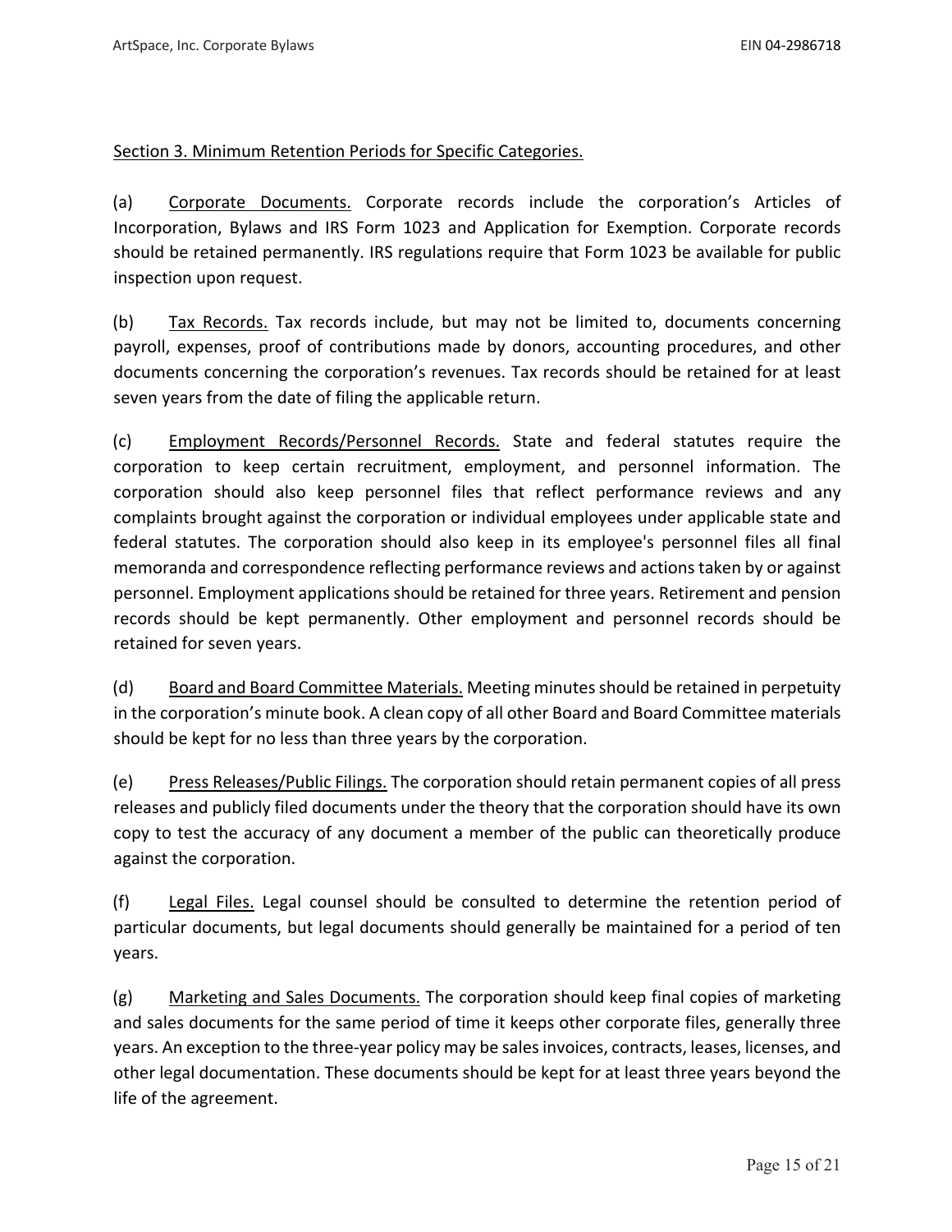Section 3. Minimum Retention Periods for Specific Categories.

(a) Corporate Documents. Corporate records include the corporation's Articles of Incorporation, Bylaws and IRS Form 1023 and Application for Exemption. Corporate records should be retained permanently. IRS regulations require that Form 1023 be available for public inspection upon request.

(b) Tax Records. Tax records include, but may not be limited to, documents concerning payroll, expenses, proof of contributions made by donors, accounting procedures, and other documents concerning the corporation's revenues. Tax records should be retained for at least seven years from the date of filing the applicable return.

(c) Employment Records/Personnel Records. State and federal statutes require the corporation to keep certain recruitment, employment, and personnel information. The corporation should also keep personnel files that reflect performance reviews and any complaints brought against the corporation or individual employees under applicable state and federal statutes. The corporation should also keep in its employee's personnel files all final memoranda and correspondence reflecting performance reviews and actions taken by or against personnel. Employment applications should be retained for three years. Retirement and pension records should be kept permanently. Other employment and personnel records should be retained for seven years.

(d) Board and Board Committee Materials. Meeting minutes should be retained in perpetuity in the corporation's minute book. A clean copy of all other Board and Board Committee materials should be kept for no less than three years by the corporation.

(e) Press Releases/Public Filings. The corporation should retain permanent copies of all press releases and publicly filed documents under the theory that the corporation should have its own copy to test the accuracy of any document a member of the public can theoretically produce against the corporation.

(f) Legal Files. Legal counsel should be consulted to determine the retention period of particular documents, but legal documents should generally be maintained for a period of ten years.

(g) Marketing and Sales Documents. The corporation should keep final copies of marketing and sales documents for the same period of time it keeps other corporate files, generally three years. An exception to the three-year policy may be sales invoices, contracts, leases, licenses, and other legal documentation. These documents should be kept for at least three years beyond the life of the agreement.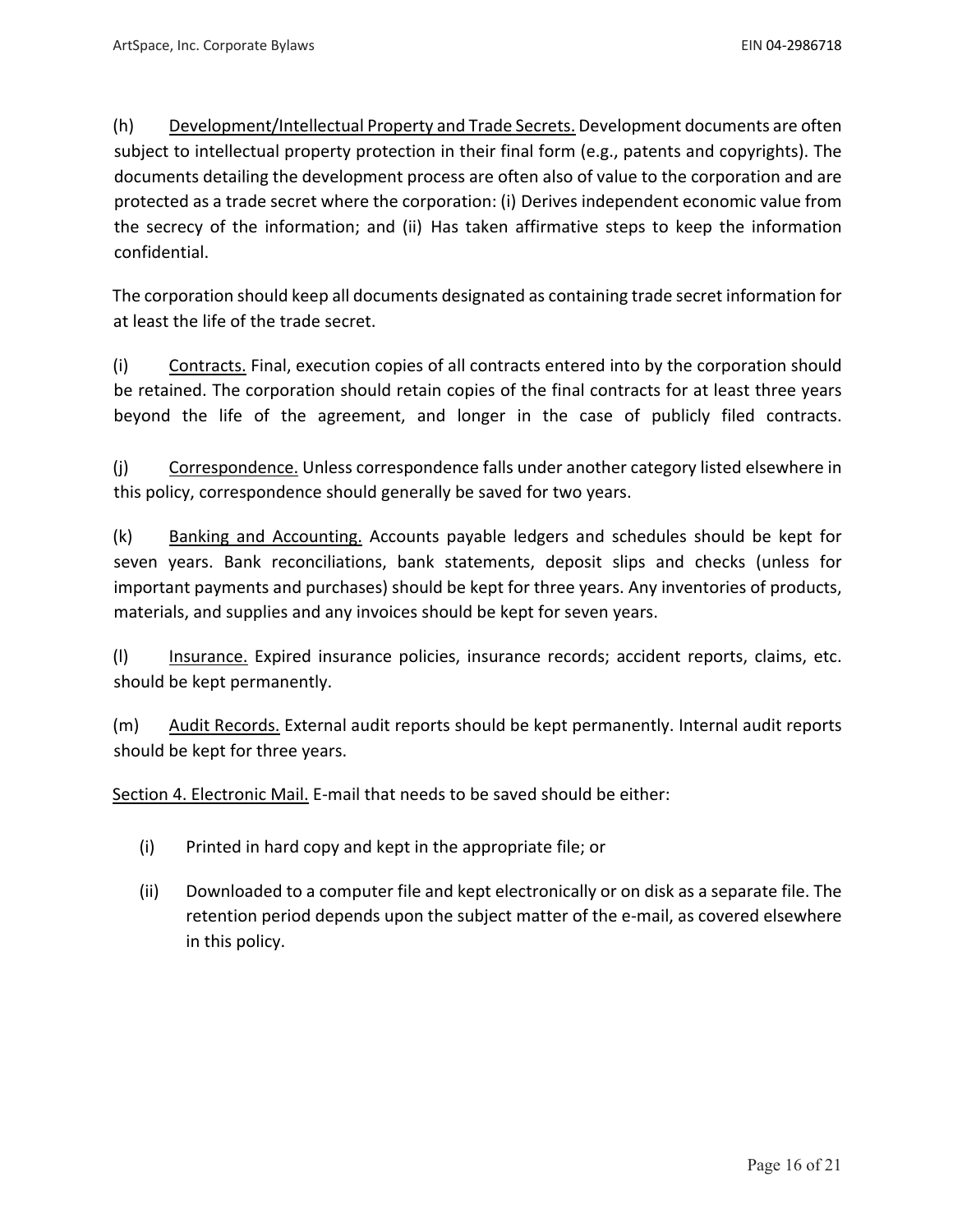(h) Development/Intellectual Property and Trade Secrets. Development documents are often subject to intellectual property protection in their final form (e.g., patents and copyrights). The documents detailing the development process are often also of value to the corporation and are protected as a trade secret where the corporation: (i) Derives independent economic value from the secrecy of the information; and (ii) Has taken affirmative steps to keep the information confidential.

The corporation should keep all documents designated as containing trade secret information for at least the life of the trade secret.

(i) Contracts. Final, execution copies of all contracts entered into by the corporation should be retained. The corporation should retain copies of the final contracts for at least three years beyond the life of the agreement, and longer in the case of publicly filed contracts.

(j) Correspondence. Unless correspondence falls under another category listed elsewhere in this policy, correspondence should generally be saved for two years.

(k) Banking and Accounting. Accounts payable ledgers and schedules should be kept for seven years. Bank reconciliations, bank statements, deposit slips and checks (unless for important payments and purchases) should be kept for three years. Any inventories of products, materials, and supplies and any invoices should be kept for seven years.

(l) Insurance. Expired insurance policies, insurance records; accident reports, claims, etc. should be kept permanently.

(m) Audit Records. External audit reports should be kept permanently. Internal audit reports should be kept for three years.

Section 4. Electronic Mail. E-mail that needs to be saved should be either:

(i) Printed in hard copy and kept in the appropriate file; or

(ii) Downloaded to a computer file and kept electronically or on disk as a separate file. The retention period depends upon the subject matter of the e-mail, as covered elsewhere in this policy.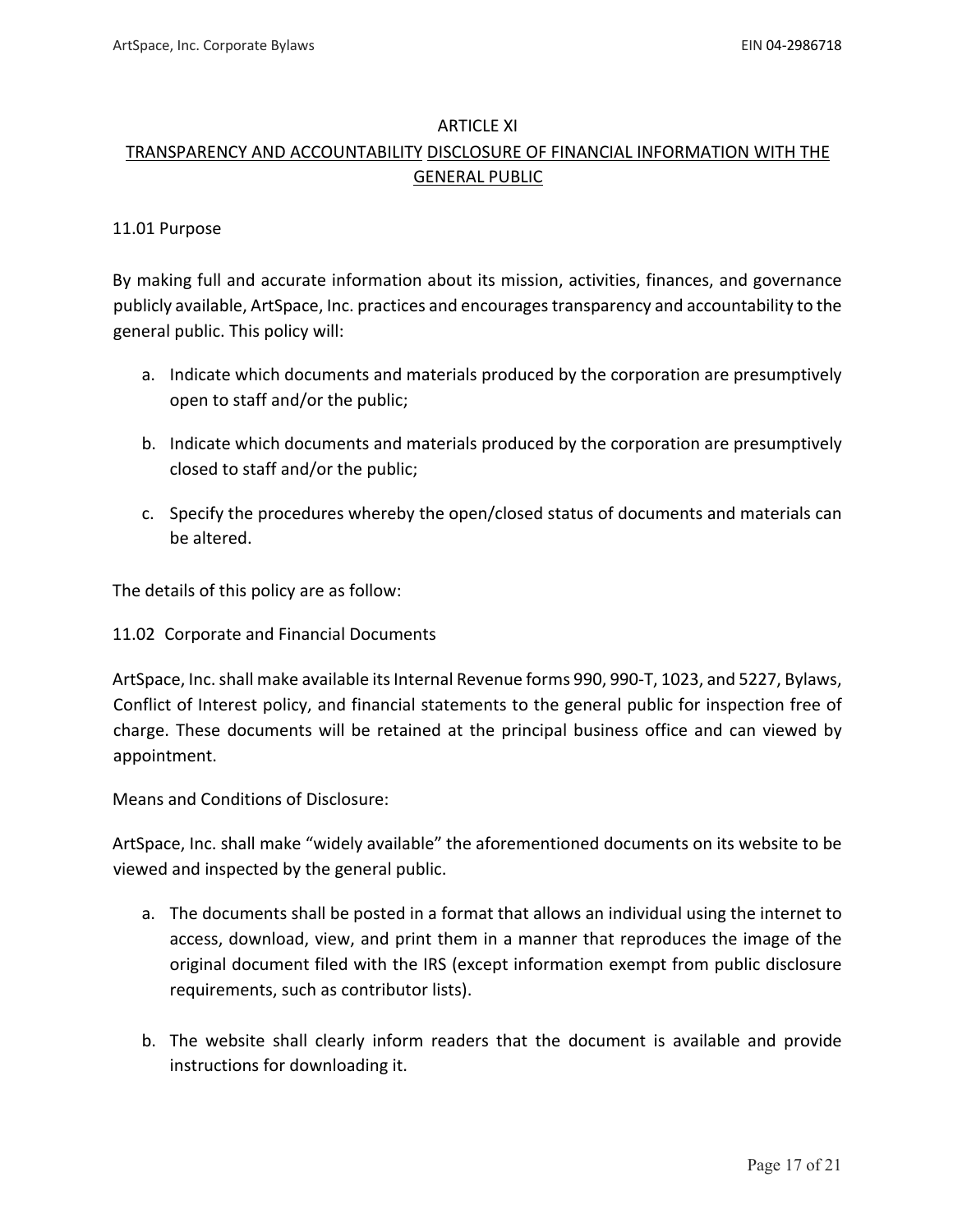## ARTICLE XI

## TRANSPARENCY AND ACCOUNTABILITY DISCLOSURE OF FINANCIAL INFORMATION WITH THE GENERAL PUBLIC

11.01 Purpose

By making full and accurate information about its mission, activities, finances, and governance publicly available, ArtSpace, Inc. practices and encourages transparency and accountability to the general public. This policy will:

a. Indicate which documents and materials produced by the corporation are presumptively open to staff and/or the public;

b. Indicate which documents and materials produced by the corporation are presumptively closed to staff and/or the public;

c. Specify the procedures whereby the open/closed status of documents and materials can be altered.

The details of this policy are as follow:

11.02 Corporate and Financial Documents

ArtSpace, Inc. shall make available its Internal Revenue forms 990, 990-T, 1023, and 5227, Bylaws, Conflict of Interest policy, and financial statements to the general public for inspection free of charge. These documents will be retained at the principal business office and can viewed by appointment.

Means and Conditions of Disclosure:

ArtSpace, Inc. shall make "widely available" the aforementioned documents on its website to be viewed and inspected by the general public.

a. The documents shall be posted in a format that allows an individual using the internet to access, download, view, and print them in a manner that reproduces the image of the original document filed with the IRS (except information exempt from public disclosure requirements, such as contributor lists).

b. The website shall clearly inform readers that the document is available and provide instructions for downloading it.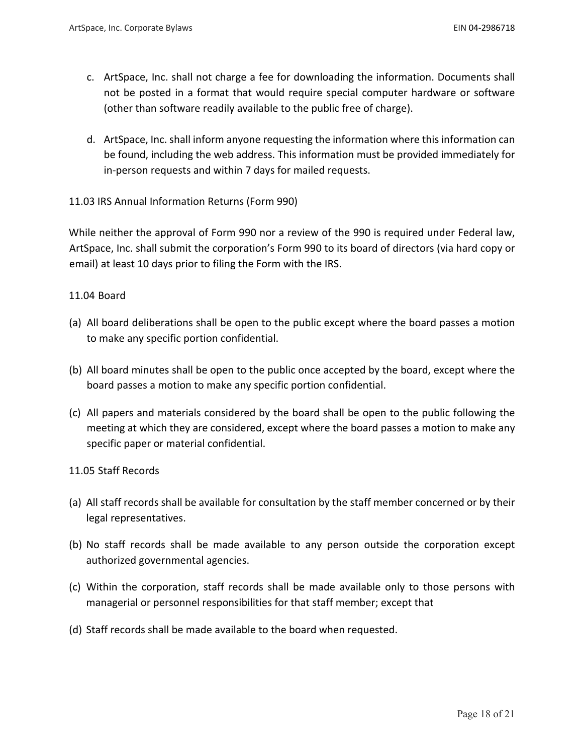c. ArtSpace, Inc. shall not charge a fee for downloading the information. Documents shall not be posted in a format that would require special computer hardware or software (other than software readily available to the public free of charge).

d. ArtSpace, Inc. shall inform anyone requesting the information where this information can be found, including the web address. This information must be provided immediately for in-person requests and within 7 days for mailed requests.

11.03 IRS Annual Information Returns (Form 990)

While neither the approval of Form 990 nor a review of the 990 is required under Federal law, ArtSpace, Inc. shall submit the corporation's Form 990 to its board of directors (via hard copy or email) at least 10 days prior to filing the Form with the IRS.

11.04 Board

(a) All board deliberations shall be open to the public except where the board passes a motion to make any specific portion confidential.

(b) All board minutes shall be open to the public once accepted by the board, except where the board passes a motion to make any specific portion confidential.

(c) All papers and materials considered by the board shall be open to the public following the meeting at which they are considered, except where the board passes a motion to make any specific paper or material confidential.

11.05 Staff Records

(a) All staff records shall be available for consultation by the staff member concerned or by their legal representatives.

(b) No staff records shall be made available to any person outside the corporation except authorized governmental agencies.

(c) Within the corporation, staff records shall be made available only to those persons with managerial or personnel responsibilities for that staff member; except that

(d) Staff records shall be made available to the board when requested.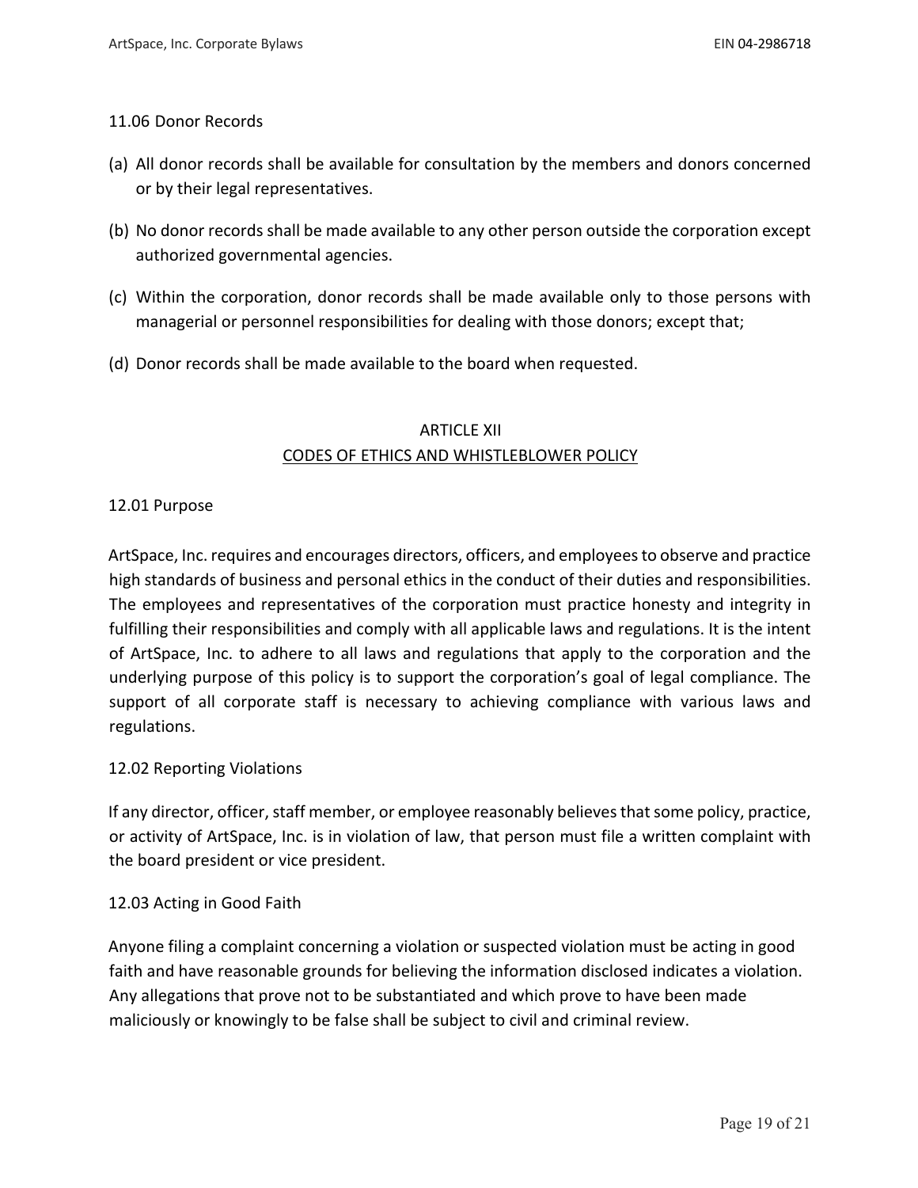11.06 Donor Records

(a) All donor records shall be available for consultation by the members and donors concerned or by their legal representatives.

(b) No donor records shall be made available to any other person outside the corporation except authorized governmental agencies.

(c) Within the corporation, donor records shall be made available only to those persons with managerial or personnel responsibilities for dealing with those donors; except that;

(d) Donor records shall be made available to the board when requested.

## ARTICLE XII
## CODES OF ETHICS AND WHISTLEBLOWER POLICY

12.01 Purpose

ArtSpace, Inc. requires and encourages directors, officers, and employees to observe and practice high standards of business and personal ethics in the conduct of their duties and responsibilities. The employees and representatives of the corporation must practice honesty and integrity in fulfilling their responsibilities and comply with all applicable laws and regulations. It is the intent of ArtSpace, Inc. to adhere to all laws and regulations that apply to the corporation and the underlying purpose of this policy is to support the corporation's goal of legal compliance. The support of all corporate staff is necessary to achieving compliance with various laws and regulations.

12.02 Reporting Violations

If any director, officer, staff member, or employee reasonably believes that some policy, practice, or activity of ArtSpace, Inc. is in violation of law, that person must file a written complaint with the board president or vice president.

12.03 Acting in Good Faith

Anyone filing a complaint concerning a violation or suspected violation must be acting in good faith and have reasonable grounds for believing the information disclosed indicates a violation. Any allegations that prove not to be substantiated and which prove to have been made maliciously or knowingly to be false shall be subject to civil and criminal review.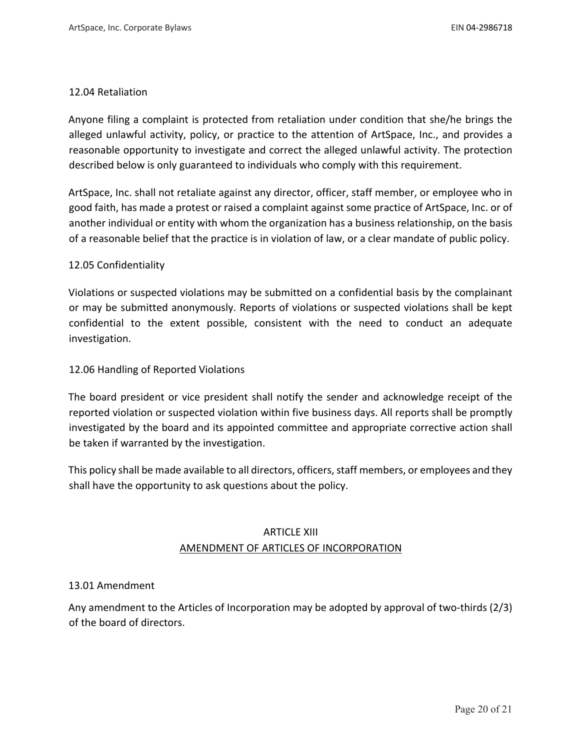### 12.04 Retaliation

Anyone filing a complaint is protected from retaliation under condition that she/he brings the alleged unlawful activity, policy, or practice to the attention of ArtSpace, Inc., and provides a reasonable opportunity to investigate and correct the alleged unlawful activity. The protection described below is only guaranteed to individuals who comply with this requirement.

ArtSpace, Inc. shall not retaliate against any director, officer, staff member, or employee who in good faith, has made a protest or raised a complaint against some practice of ArtSpace, Inc. or of another individual or entity with whom the organization has a business relationship, on the basis of a reasonable belief that the practice is in violation of law, or a clear mandate of public policy.

### 12.05 Confidentiality

Violations or suspected violations may be submitted on a confidential basis by the complainant or may be submitted anonymously. Reports of violations or suspected violations shall be kept confidential to the extent possible, consistent with the need to conduct an adequate investigation.

### 12.06 Handling of Reported Violations

The board president or vice president shall notify the sender and acknowledge receipt of the reported violation or suspected violation within five business days. All reports shall be promptly investigated by the board and its appointed committee and appropriate corrective action shall be taken if warranted by the investigation.

This policy shall be made available to all directors, officers, staff members, or employees and they shall have the opportunity to ask questions about the policy.

## ARTICLE XIII
## AMENDMENT OF ARTICLES OF INCORPORATION

### 13.01 Amendment

Any amendment to the Articles of Incorporation may be adopted by approval of two-thirds (2/3) of the board of directors.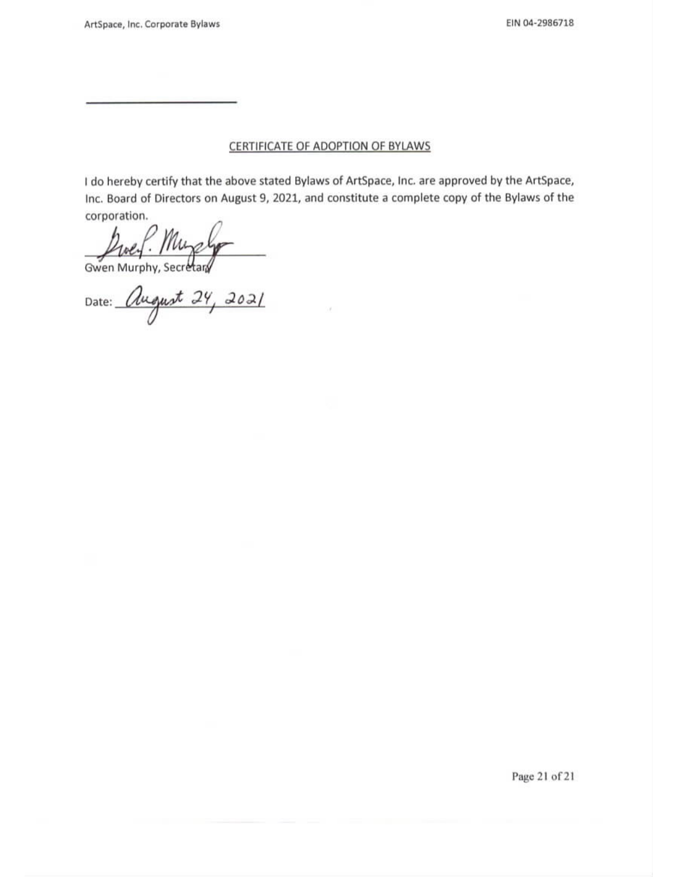## CERTIFICATE OF ADOPTION OF BYLAWS

I do hereby certify that the above stated Bylaws of ArtSpace, Inc. are approved by the ArtSpace, Inc. Board of Directors on August 9, 2021, and constitute a complete copy of the Bylaws of the corporation.

Gwen P. Murphy

Gwen Murphy, Secretary

Date: August 24, 2021